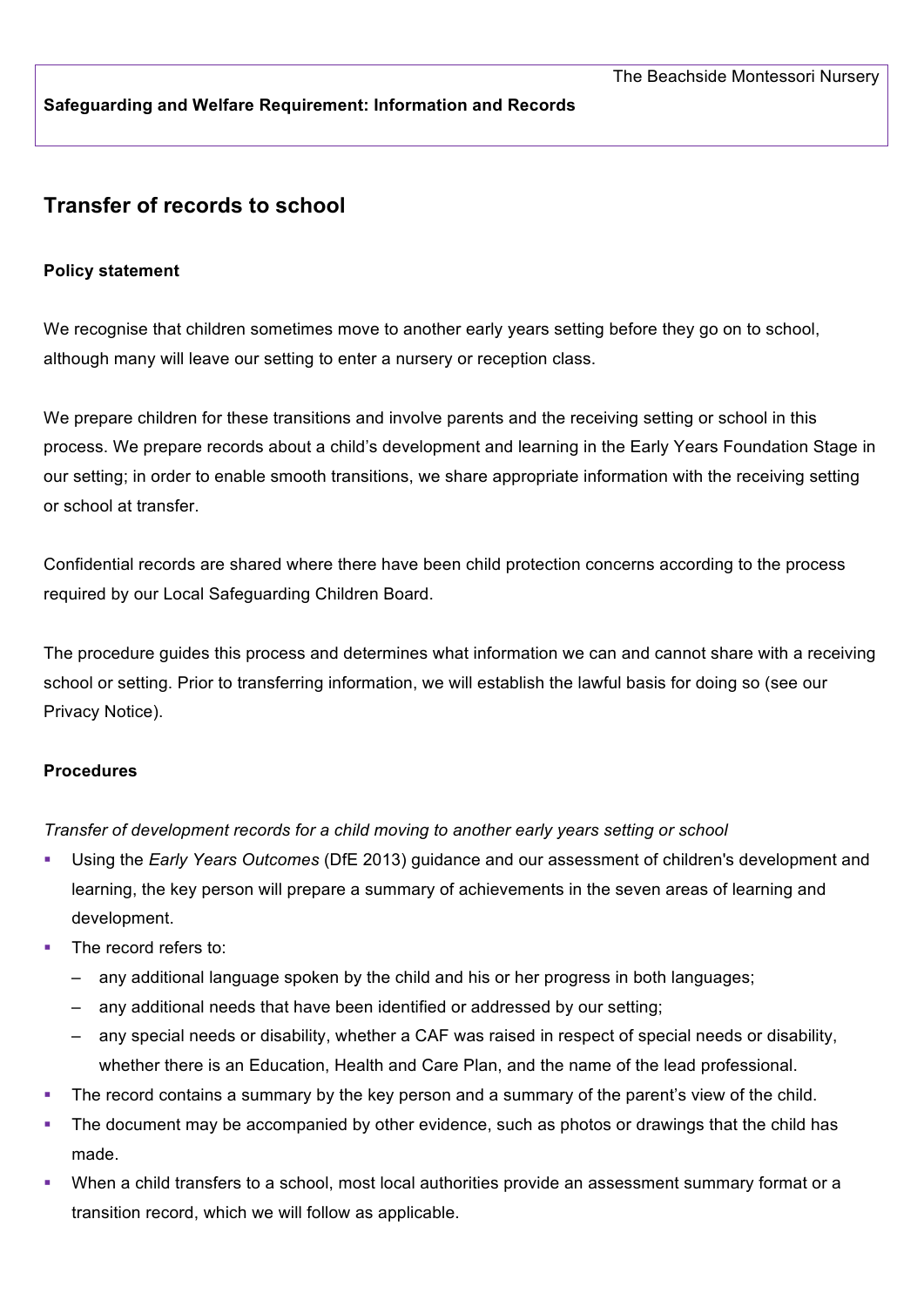The Beachside Montessori Nursery

**Safeguarding and Welfare Requirement: Information and Records**

## Transfer of records to school

**Policy statement**

We recognise that children sometimes move to another early years setting before they go on to school, although many will leave our setting to enter a nursery or reception class.

We prepare children for these transitions and involve parents and the receiving setting or school in this process. We prepare records about a child's development and learning in the Early Years Foundation Stage in our setting; in order to enable smooth transitions, we share appropriate information with the receiving setting or school at transfer.

Confidential records are shared where there have been child protection concerns according to the process required by our Local Safeguarding Children Board.

The procedure guides this process and determines what information we can and cannot share with a receiving school or setting. Prior to transferring information, we will establish the lawful basis for doing so (see our Privacy Notice).

**Procedures**

*Transfer of development records for a child moving to another early years setting or school*

- Using the *Early Years Outcomes* (DfE 2013) guidance and our assessment of children's development and learning, the key person will prepare a summary of achievements in the seven areas of learning and development.
- The record refers to:
  - any additional language spoken by the child and his or her progress in both languages;
  - any additional needs that have been identified or addressed by our setting;
  - any special needs or disability, whether a CAF was raised in respect of special needs or disability, whether there is an Education, Health and Care Plan, and the name of the lead professional.
- The record contains a summary by the key person and a summary of the parent's view of the child.
- The document may be accompanied by other evidence, such as photos or drawings that the child has made.
- When a child transfers to a school, most local authorities provide an assessment summary format or a transition record, which we will follow as applicable.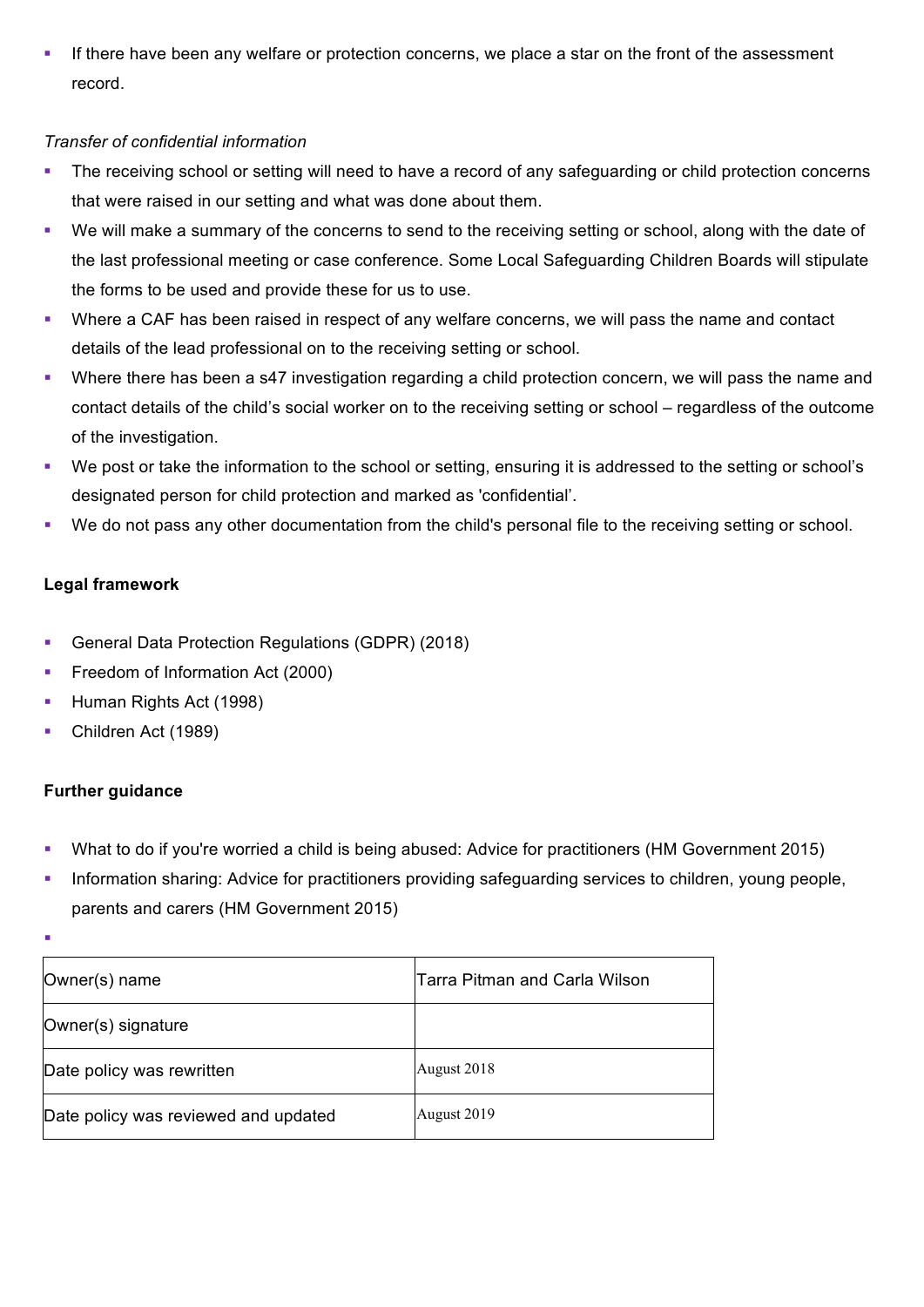- If there have been any welfare or protection concerns, we place a star on the front of the assessment record.

*Transfer of confidential information*

- The receiving school or setting will need to have a record of any safeguarding or child protection concerns that were raised in our setting and what was done about them.
- We will make a summary of the concerns to send to the receiving setting or school, along with the date of the last professional meeting or case conference. Some Local Safeguarding Children Boards will stipulate the forms to be used and provide these for us to use.
- Where a CAF has been raised in respect of any welfare concerns, we will pass the name and contact details of the lead professional on to the receiving setting or school.
- Where there has been a s47 investigation regarding a child protection concern, we will pass the name and contact details of the child's social worker on to the receiving setting or school – regardless of the outcome of the investigation.
- We post or take the information to the school or setting, ensuring it is addressed to the setting or school's designated person for child protection and marked as 'confidential'.
- We do not pass any other documentation from the child's personal file to the receiving setting or school.

**Legal framework**

- General Data Protection Regulations (GDPR) (2018)
- Freedom of Information Act (2000)
- Human Rights Act (1998)
- Children Act (1989)

**Further guidance**

- What to do if you're worried a child is being abused: Advice for practitioners (HM Government 2015)
- Information sharing: Advice for practitioners providing safeguarding services to children, young people, parents and carers (HM Government 2015)

| | |
|---|---|
| Owner(s) name | Tarra Pitman and Carla Wilson |
| Owner(s) signature | |
| Date policy was rewritten | August 2018 |
| Date policy was reviewed and updated | August 2019 |